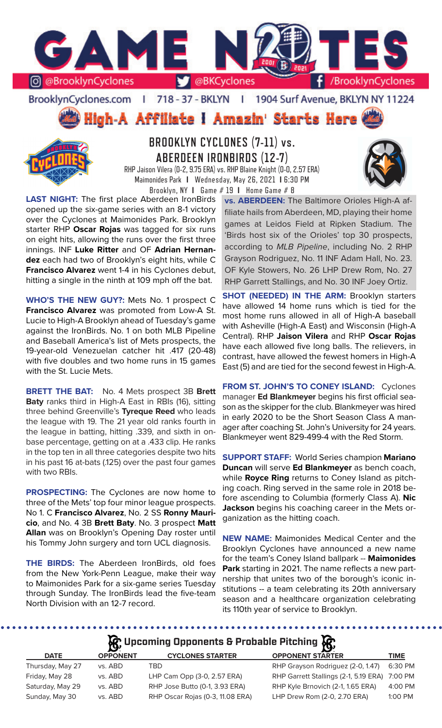# GAME NOTES

@BrooklynCyclones | @BKCyclones | /BrooklynCyclones

BrooklynCyclones.com | 718 - 37 - BKLYN | 1904 Surf Avenue, BKLYN NY 11224

**High-A Affiliate I Amazin' Starts Here**

## BROOKLYN CYCLONES (7-11) vs. ABERDEEN IRONBIRDS (12-7)

RHP Jaison Vilera (0-2, 9.75 ERA) vs. RHP Blaine Knight (0-0, 2.57 ERA)
Maimonides Park | Wednesday, May 26, 2021 | 6:30 PM
Brooklyn, NY | Game # 19 | Home Game # 8

**LAST NIGHT:** The first place Aberdeen IronBirds opened up the six-game series with an 8-1 victory over the Cyclones at Maimonides Park. Brooklyn starter RHP **Oscar Rojas** was tagged for six runs on eight hits, allowing the runs over the first three innings. INF **Luke Ritter** and OF **Adrian Hernandez** each had two of Brooklyn's eight hits, while C **Francisco Alvarez** went 1-4 in his Cyclones debut, hitting a single in the ninth at 109 mph off the bat.

**WHO'S THE NEW GUY?:** Mets No. 1 prospect C **Francisco Alvarez** was promoted from Low-A St. Lucie to High-A Brooklyn ahead of Tuesday's game against the IronBirds. No. 1 on both MLB Pipeline and Baseball America's list of Mets prospects, the 19-year-old Venezuelan catcher hit .417 (20-48) with five doubles and two home runs in 15 games with the St. Lucie Mets.

**BRETT THE BAT:** No. 4 Mets prospect 3B **Brett Baty** ranks third in High-A East in RBIs (16), sitting three behind Greenville's **Tyreque Reed** who leads the league with 19. The 21 year old ranks fourth in the league in batting, hitting .339, and sixth in on-base percentage, getting on at a .433 clip. He ranks in the top ten in all three categories despite two hits in his past 16 at-bats (.125) over the past four games with two RBIs.

**PROSPECTING:** The Cyclones are now home to three of the Mets' top four minor league prospects. No 1. C **Francisco Alvarez**, No. 2 SS **Ronny Mauricio**, and No. 4 3B **Brett Baty**. No. 3 prospect **Matt Allan** was on Brooklyn's Opening Day roster until his Tommy John surgery and torn UCL diagnosis.

**THE BIRDS:** The Aberdeen IronBirds, old foes from the New York-Penn League, make their way to Maimonides Park for a six-game series Tuesday through Sunday. The IronBirds lead the five-team North Division with an 12-7 record.

**vs. ABERDEEN:** The Baltimore Orioles High-A affiliate hails from Aberdeen, MD, playing their home games at Leidos Field at Ripken Stadium. The 'Birds host six of the Orioles' top 30 prospects, according to *MLB Pipeline*, including No. 2 RHP Grayson Rodriguez, No. 11 INF Adam Hall, No. 23. OF Kyle Stowers, No. 26 LHP Drew Rom, No. 27 RHP Garrett Stallings, and No. 30 INF Joey Ortiz.

**SHOT (NEEDED) IN THE ARM:** Brooklyn starters have allowed 14 home runs which is tied for the most home runs allowed in all of High-A baseball with Asheville (High-A East) and Wisconsin (High-A Central). RHP **Jaison Vilera** and RHP **Oscar Rojas** have each allowed five long balls. The relievers, in contrast, have allowed the fewest homers in High-A East (5) and are tied for the second fewest in High-A.

**FROM ST. JOHN'S TO CONEY ISLAND:** Cyclones manager **Ed Blankmeyer** begins his first official season as the skipper for the club. Blankmeyer was hired in early 2020 to be the Short Season Class A manager after coaching St. John's University for 24 years. Blankmeyer went 829-499-4 with the Red Storm.

**SUPPORT STAFF:** World Series champion **Mariano Duncan** will serve **Ed Blankmeyer** as bench coach, while **Royce Ring** returns to Coney Island as pitching coach. Ring served in the same role in 2018 before ascending to Columbia (formerly Class A). **Nic Jackson** begins his coaching career in the Mets organization as the hitting coach.

**NEW NAME:** Maimonides Medical Center and the Brooklyn Cyclones have announced a new name for the team's Coney Island ballpark -- **Maimonides Park** starting in 2021. The name reflects a new partnership that unites two of the borough's iconic institutions -- a team celebrating its 20th anniversary season and a healthcare organization celebrating its 110th year of service to Brooklyn.

### Upcoming Opponents & Probable Pitching

| DATE | OPPONENT | CYCLONES STARTER | OPPONENT STARTER | TIME |
|---|---|---|---|---|
| Thursday, May 27 | vs. ABD | TBD | RHP Grayson Rodriguez (2-0, 1.47) | 6:30 PM |
| Friday, May 28 | vs. ABD | LHP Cam Opp (3-0, 2.57 ERA) | RHP Garrett Stallings (2-1, 5.19 ERA) | 7:00 PM |
| Saturday, May 29 | vs. ABD | RHP Jose Butto (0-1, 3.93 ERA) | RHP Kyle Brnovich (2-1, 1.65 ERA) | 4:00 PM |
| Sunday, May 30 | vs. ABD | RHP Oscar Rojas (0-3, 11.08 ERA) | LHP Drew Rom (2-0, 2.70 ERA) | 1:00 PM |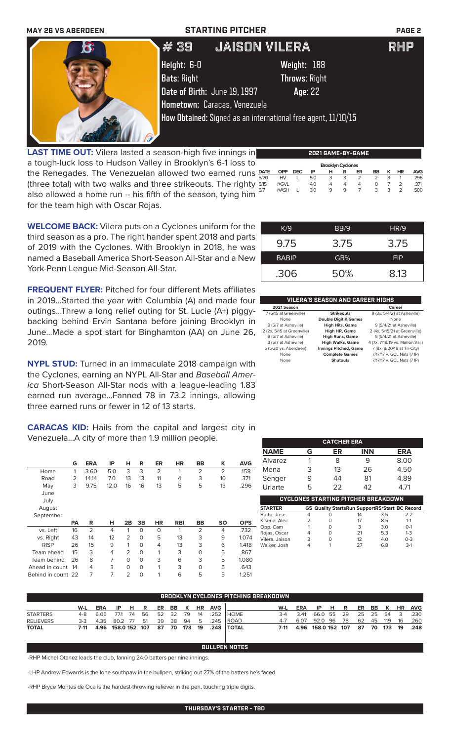MAY 26 VS ABERDEEN **STARTING PITCHER**

# # 39 JAISON VILERA RHP

**Height:** 6-0 **Weight:** 188
**Bats:** Right **Throws:** Right
**Date of Birth:** June 19, 1997 **Age:** 22
**Hometown:** Caracas, Venezuela
**How Obtained:** Signed as an international free agent, 11/10/15

**LAST TIME OUT:** Vilera lasted a season-high five innings in a tough-luck loss to Hudson Valley in Brooklyn's 6-1 loss to the Renegades. The Venezuelan allowed two earned runs (three total) with two walks and three strikeouts. The righty also allowed a home run -- his fifth of the season, tying him for the team high with Oscar Rojas.

**WELCOME BACK:** Vilera puts on a Cyclones uniform for the third season as a pro. The right hander spent 2018 and parts of 2019 with the Cyclones. With Brooklyn in 2018, he was named a Baseball America Short-Season All-Star and a New York-Penn League Mid-Season All-Star.

**FREQUENT FLYER:** Pitched for four different Mets affiliates in 2019...Started the year with Columbia (A) and made four outings...Threw a long relief outing for St. Lucie (A+) piggy-backing behind Ervin Santana before joining Brooklyn in June...Made a spot start for Binghamton (AA) on June 26, 2019.

**NYPL STUD:** Turned in an immaculate 2018 campaign with the Cyclones, earning an NYPL All-Star and *Baseball America* Short-Season All-Star nods with a league-leading 1.83 earned run average...Fanned 78 in 73.2 innings, allowing three earned runs or fewer in 12 of 13 starts.

**CARACAS KID:** Hails from the capital and largest city in Venezuela...A city of more than 1.9 million people.

**2021 GAME-BY-GAME**

| Brooklyn Cyclones | | | | | | | | | | |
|---|---|---|---|---|---|---|---|---|---|---|
| DATE | OPP | DEC | IP | H | R | ER | BB | K | HR | AVG |
| 5/20 | HV | L | 5.0 | 3 | 3 | 2 | 2 | 3 | 1 | .296 |
| 5/15 | @GVL | | 4.0 | 4 | 4 | 4 | 0 | 7 | 2 | .371 |
| 5/7 | @ASH | L | 3.0 | 9 | 9 | 7 | 3 | 3 | 2 | .500 |

| K/9 | BB/9 | HR/9 |
|---|---|---|
| 9.75 | 3.75 | 3.75 |
| **BABIP** | **GB%** | **FIP** |
| .306 | 50% | 8.13 |

**VILERA'S SEASON AND CAREER HIGHS**

| 2021 Season | | Career |
|---|---|---|
| 7 (5/15 at Greenville) | Strikeouts | 9 (3x, 5/4/21 at Asheville) |
| None | Double Digit K Games | None |
| 9 (5/7 at Asheville) | High Hits, Game | 9 (5/4/21 at Asheville) |
| 2 (2x, 5/15 at Greenville) | High HR, Game | 2 (4x, 5/15/21 at Greenville) |
| 9 (5/7 at Asheville) | High Runs, Game | 9 (5/4/21 at Asheville) |
| 3 (5/7 at Asheville) | High Walks, Game | 4 (7x, 7/19/19 vs. Mahon.Val.) |
| 5 (5/20 vs. Aberdeen) | Innings Pitched, Game | 7 (8x, 8/20/18 at Tri-City) |
| None | Complete Games | 7/17/17 v. GCL Nats (7 IP) |
| None | Shutouts | 7/17/17 v. GCL Nats (7 IP) |

| | G | ERA | IP | H | R | ER | HR | BB | K | AVG |
|---|---|---|---|---|---|---|---|---|---|---|
| Home | 1 | 3.60 | 5.0 | 3 | 3 | 2 | 1 | 2 | 2 | .158 |
| Road | 2 | 14.14 | 7.0 | 13 | 13 | 11 | 4 | 3 | 10 | .371 |
| May | 3 | 9.75 | 12.0 | 16 | 16 | 13 | 5 | 5 | 13 | .296 |
| June | | | | | | | | | | |
| July | | | | | | | | | | |
| August | | | | | | | | | | |
| September | | | | | | | | | | |

| | PA | R | H | 2B | 3B | HR | RBI | BB | SO | OPS |
|---|---|---|---|---|---|---|---|---|---|---|
| vs. Left | 16 | 2 | 4 | 1 | 0 | 0 | 1 | 2 | 4 | .732 |
| vs. Right | 43 | 14 | 12 | 2 | 0 | 5 | 13 | 3 | 9 | 1.074 |
| RISP | 26 | 15 | 9 | 1 | 0 | 4 | 13 | 3 | 6 | 1.418 |
| Team ahead | 15 | 3 | 4 | 2 | 0 | 1 | 3 | 0 | 5 | .867 |
| Team behind | 26 | 8 | 7 | 0 | 0 | 3 | 6 | 3 | 5 | 1.080 |
| Ahead in count | 14 | 4 | 3 | 0 | 0 | 1 | 3 | 0 | 5 | .643 |
| Behind in count | 22 | 7 | 7 | 2 | 0 | 1 | 6 | 5 | 5 | 1.251 |

**CATCHER ERA**

| NAME | G | ER | INN | ERA |
|---|---|---|---|---|
| Alvarez | 1 | 8 | 9 | 8.00 |
| Mena | 3 | 13 | 26 | 4.50 |
| Senger | 9 | 44 | 81 | 4.89 |
| Uriarte | 5 | 22 | 42 | 4.71 |

**CYCLONES STARTING PITCHER BREAKDOWN**

| STARTER | GS | Quality Starts | Run Support | RS/Start | BC Record |
|---|---|---|---|---|---|
| Butto, Jose | 4 | 0 | 14 | 3.5 | 2-2 |
| Kisena, Alec | 2 | 0 | 17 | 8.5 | 1-1 |
| Opp, Cam | 1 | 0 | 3 | 3.0 | 0-1 |
| Rojas, Oscar | 4 | 0 | 21 | 5.3 | 1-3 |
| Vilera, Jaison | 3 | 0 | 12 | 4.0 | 0-3 |
| Walker, Josh | 4 | 1 | 27 | 6.8 | 3-1 |

**BROOKLYN CYCLONES PITCHING BREAKDOWN**

| | W-L | ERA | IP | H | R | ER | BB | K | HR | AVG |
|---|---|---|---|---|---|---|---|---|---|---|
| STARTERS | 4-8 | 6.05 | 77.1 | 74 | 56 | 52 | 32 | 79 | 14 | .252 |
| RELIEVERS | 3-3 | 4.35 | 80.2 | 77 | 51 | 39 | 38 | 94 | 5 | .245 |
| TOTAL | 7-11 | 4.96 | 158.0 | 152 | 107 | 87 | 70 | 173 | 19 | .248 |

| | W-L | ERA | IP | H | R | ER | BB | K | HR | AVG |
|---|---|---|---|---|---|---|---|---|---|---|
| HOME | 3-4 | 3.41 | 66.0 | 55 | 29 | 25 | 25 | 54 | 3 | .230 |
| ROAD | 4-7 | 6.07 | 92.0 | 96 | 78 | 62 | 45 | 119 | 16 | .260 |
| TOTAL | 7-11 | 4.96 | 158.0 | 152 | 107 | 87 | 70 | 173 | 19 | .248 |

**BULLPEN NOTES**

-RHP Michel Otanez leads the club, fanning 24.0 batters per nine innings.

-LHP Andrew Edwards is the lone southpaw in the bullpen, striking out 27% of the batters he's faced.

-RHP Bryce Montes de Oca is the hardest-throwing reliever in the pen, touching triple digits.

**THURSDAY'S STARTER - TBD**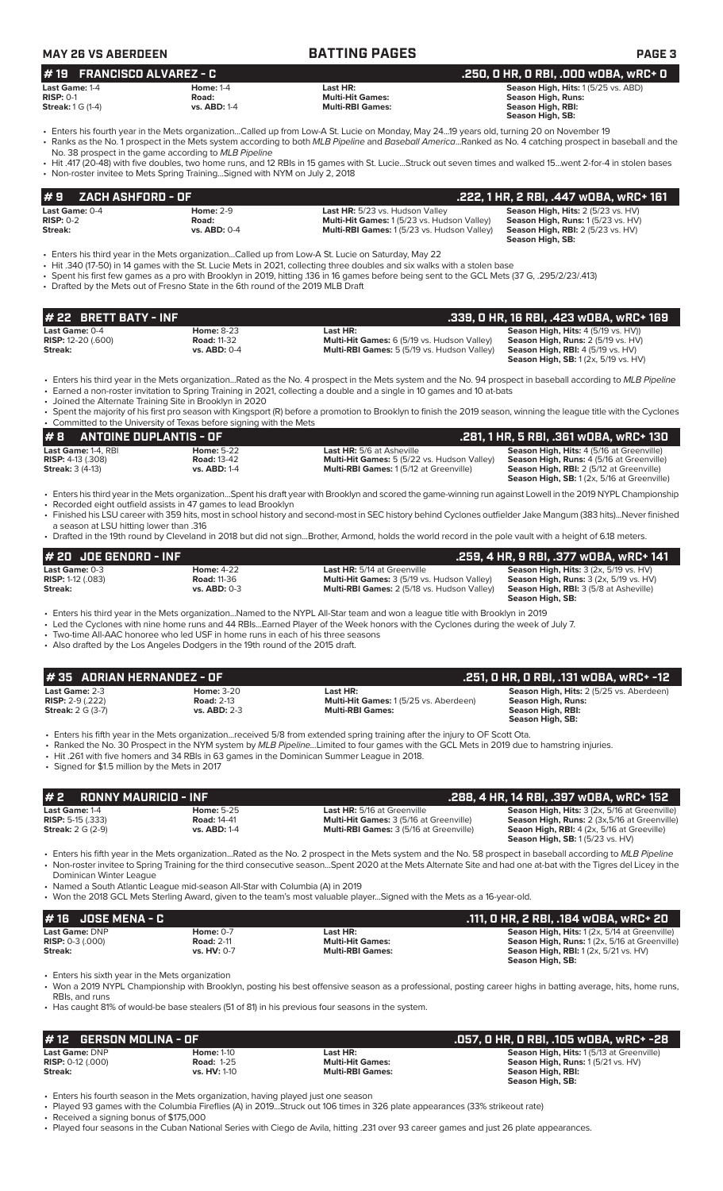## MAY 26 VS ABERDEEN — BATTING PAGES

### # 19 FRANCISCO ALVAREZ - C — .250, 0 HR, 0 RBI, .000 wOBA, wRC+ 0

| | | | |
|---|---|---|---|
| **Last Game:** 1-4 | **Home:** 1-4 | **Last HR:** | **Season High, Hits:** 1 (5/25 vs. ABD) |
| **RISP:** 0-1 | **Road:** | **Multi-Hit Games:** | **Season High, Runs:** |
| **Streak:** 1 G (1-4) | **vs. ABD:** 1-4 | **Multi-RBI Games:** | **Season High, RBI:** |
| | | | **Season High, SB:** |

- Enters his fourth year in the Mets organization...Called up from Low-A St. Lucie on Monday, May 24...19 years old, turning 20 on November 19
- Ranks as the No. 1 prospect in the Mets system according to both *MLB Pipeline* and *Baseball America*...Ranked as No. 4 catching prospect in baseball and the No. 38 prospect in the game according to *MLB Pipeline*
- Hit .417 (20-48) with five doubles, two home runs, and 12 RBIs in 15 games with St. Lucie...Struck out seven times and walked 15...went 2-for-4 in stolen bases
- Non-roster invitee to Mets Spring Training...Signed with NYM on July 2, 2018

### # 9 ZACH ASHFORD - OF — .222, 1 HR, 2 RBI, .447 wOBA, wRC+ 161

| | | | |
|---|---|---|---|
| **Last Game:** 0-4 | **Home:** 2-9 | **Last HR:** 5/23 vs. Hudson Valley | **Season High, Hits:** 2 (5/23 vs. HV) |
| **RISP:** 0-2 | **Road:** | **Multi-Hit Games:** 1 (5/23 vs. Hudson Valley) | **Season High, Runs:** 1 (5/23 vs. HV) |
| **Streak:** | **vs. ABD:** 0-4 | **Multi-RBI Games:** 1 (5/23 vs. Hudson Valley) | **Season High, RBI:** 2 (5/23 vs. HV) |
| | | | **Season High, SB:** |

- Enters his third year in the Mets organization...Called up from Low-A St. Lucie on Saturday, May 22
- Hit .340 (17-50) in 14 games with the St. Lucie Mets in 2021, collecting three doubles and six walks with a stolen base
- Spent his first few games as a pro with Brooklyn in 2019, hitting .136 in 16 games before being sent to the GCL Mets (37 G, .295/2/23/.413)
- Drafted by the Mets out of Fresno State in the 6th round of the 2019 MLB Draft

### # 22 BRETT BATY - INF — .339, 0 HR, 16 RBI, .423 wOBA, wRC+ 169

| | | | |
|---|---|---|---|
| **Last Game:** 0-4 | **Home:** 8-23 | **Last HR:** | **Season High, Hits:** 4 (5/19 vs. HV)) |
| **RISP:** 12-20 (.600) | **Road:** 11-32 | **Multi-Hit Games:** 6 (5/19 vs. Hudson Valley) | **Season High, Runs:** 2 (5/19 vs. HV) |
| **Streak:** | **vs. ABD:** 0-4 | **Multi-RBI Games:** 5 (5/19 vs. Hudson Valley) | **Season High, RBI:** 4 (5/19 vs. HV) |
| | | | **Season High, SB:** 1 (2x, 5/19 vs. HV) |

- Enters his third year in the Mets organization...Rated as the No. 4 prospect in the Mets system and the No. 94 prospect in baseball according to *MLB Pipeline*
- Earned a non-roster invitation to Spring Training in 2021, collecting a double and a single in 10 games and 10 at-bats
- Joined the Alternate Training Site in Brooklyn in 2020
- Spent the majority of his first pro season with Kingsport (R) before a promotion to Brooklyn to finish the 2019 season, winning the league title with the Cyclones
- Committed to the University of Texas before signing with the Mets

### # 8 ANTOINE DUPLANTIS - OF — .281, 1 HR, 5 RBI, .361 wOBA, wRC+ 130

| | | | |
|---|---|---|---|
| **Last Game:** 1-4, RBI | **Home:** 5-22 | **Last HR:** 5/6 at Asheville | **Season High, Hits:** 4 (5/16 at Greenville) |
| **RISP:** 4-13 (.308) | **Road:** 13-42 | **Multi-Hit Games:** 5 (5/22 vs. Hudson Valley) | **Season High, Runs:** 4 (5/16 at Greenville) |
| **Streak:** 3 (4-13) | **vs. ABD:** 1-4 | **Multi-RBI Games:** 1 (5/12 at Greenville) | **Season High, RBI:** 2 (5/12 at Greenville) |
| | | | **Season High, SB:** 1 (2x, 5/16 at Greenville) |

- Enters his third year in the Mets organization...Spent his draft year with Brooklyn and scored the game-winning run against Lowell in the 2019 NYPL Championship
- Recorded eight outfield assists in 47 games to lead Brooklyn
- Finished his LSU career with 359 hits, most in school history and second-most in SEC history behind Cyclones outfielder Jake Mangum (383 hits)...Never finished a season at LSU hitting lower than .316
- Drafted in the 19th round by Cleveland in 2018 but did not sign...Brother, Armond, holds the world record in the pole vault with a height of 6.18 meters.

### # 20 JOE GENORD - INF — .259, 4 HR, 9 RBI, .377 wOBA, wRC+ 141

| | | | |
|---|---|---|---|
| **Last Game:** 0-3 | **Home:** 4-22 | **Last HR:** 5/14 at Greenville | **Season High, Hits:** 3 (2x, 5/19 vs. HV) |
| **RISP:** 1-12 (.083) | **Road:** 11-36 | **Multi-Hit Games:** 3 (5/19 vs. Hudson Valley) | **Season High, Runs:** 3 (2x, 5/19 vs. HV) |
| **Streak:** | **vs. ABD:** 0-3 | **Multi-RBI Games:** 2 (5/18 vs. Hudson Valley) | **Season High, RBI:** 3 (5/8 at Asheville) |
| | | | **Season High, SB:** |

- Enters his third year in the Mets organization...Named to the NYPL All-Star team and won a league title with Brooklyn in 2019
- Led the Cyclones with nine home runs and 44 RBIs...Earned Player of the Week honors with the Cyclones during the week of July 7.
- Two-time All-AAC honoree who led USF in home runs in each of his three seasons
- Also drafted by the Los Angeles Dodgers in the 19th round of the 2015 draft.

### # 35 ADRIAN HERNANDEZ - OF — .251, 0 HR, 0 RBI, .131 wOBA, wRC+ -12

| | | | |
|---|---|---|---|
| **Last Game:** 2-3 | **Home:** 3-20 | **Last HR:** | **Season High, Hits:** 2 (5/25 vs. Aberdeen) |
| **RISP:** 2-9 (.222) | **Road:** 2-13 | **Multi-Hit Games:** 1 (5/25 vs. Aberdeen) | **Season High, Runs:** |
| **Streak:** 2 G (3-7) | **vs. ABD:** 2-3 | **Multi-RBI Games:** | **Season High, RBI:** |
| | | | **Season High, SB:** |

- Enters his fifth year in the Mets organization...received 5/8 from extended spring training after the injury to OF Scott Ota.
- Ranked the No. 30 Prospect in the NYM system by *MLB Pipeline*...Limited to four games with the GCL Mets in 2019 due to hamstring injuries.
- Hit .261 with five homers and 34 RBIs in 63 games in the Dominican Summer League in 2018.
- Signed for $1.5 million by the Mets in 2017

### # 2 RONNY MAURICIO - INF — .288, 4 HR, 14 RBI, .397 wOBA, wRC+ 152

| | | | |
|---|---|---|---|
| **Last Game:** 1-4 | **Home:** 5-25 | **Last HR:** 5/16 at Greenville | **Season High, Hits:** 3 (2x, 5/16 at Greenville) |
| **RISP:** 5-15 (.333) | **Road:** 14-41 | **Multi-Hit Games:** 3 (5/16 at Greenville) | **Season High, Runs:** 2 (3x,5/16 at Greenville) |
| **Streak:** 2 G (2-9) | **vs. ABD:** 1-4 | **Multi-RBI Games:** 3 (5/16 at Greenville) | **Seaon High, RBI:** 4 (2x, 5/16 at Greeville) |
| | | | **Season High, SB:** 1 (5/23 vs. HV) |

- Enters his fifth year in the Mets organization...Rated as the No. 2 prospect in the Mets system and the No. 58 prospect in baseball according to *MLB Pipeline*
- Non-roster invitee to Spring Training for the third consecutive season...Spent 2020 at the Mets Alternate Site and had one at-bat with the Tigres del Licey in the Dominican Winter League
- Named a South Atlantic League mid-season All-Star with Columbia (A) in 2019
- Won the 2018 GCL Mets Sterling Award, given to the team's most valuable player...Signed with the Mets as a 16-year-old.

### # 16 JOSE MENA - C — .111, 0 HR, 2 RBI, .184 wOBA, wRC+ 20

| | | | |
|---|---|---|---|
| **Last Game:** DNP | **Home:** 0-7 | **Last HR:** | **Season High, Hits:** 1 (2x, 5/14 at Greenville) |
| **RISP:** 0-3 (.000) | **Road:** 2-11 | **Multi-Hit Games:** | **Season High, Runs:** 1 (2x, 5/16 at Greenville) |
| **Streak:** | **vs. HV:** 0-7 | **Multi-RBI Games:** | **Season High, RBI:** 1 (2x, 5/21 vs. HV) |
| | | | **Season High, SB:** |

- Enters his sixth year in the Mets organization
- Won a 2019 NYPL Championship with Brooklyn, posting his best offensive season as a professional, posting career highs in batting average, hits, home runs, RBIs, and runs
- Has caught 81% of would-be base stealers (51 of 81) in his previous four seasons in the system.

### # 12 GERSON MOLINA - OF — .057, 0 HR, 0 RBI, .105 wOBA, wRC+ -28

| | | | |
|---|---|---|---|
| **Last Game:** DNP | **Home:** 1-10 | **Last HR:** | **Season High, Hits:** 1 (5/13 at Greenville) |
| **RISP:** 0-12 (.000) | **Road:** 1-25 | **Multi-Hit Games:** | **Season High, Runs:** 1 (5/21 vs. HV) |
| **Streak:** | **vs. HV:** 1-10 | **Multi-RBI Games:** | **Season High, RBI:** |
| | | | **Season High, SB:** |

- Enters his fourth season in the Mets organization, having played just one season
- Played 93 games with the Columbia Fireflies (A) in 2019...Struck out 106 times in 326 plate appearances (33% strikeout rate)
- Received a signing bonus of $175,000
- Played four seasons in the Cuban National Series with Ciego de Avila, hitting .231 over 93 career games and just 26 plate appearances.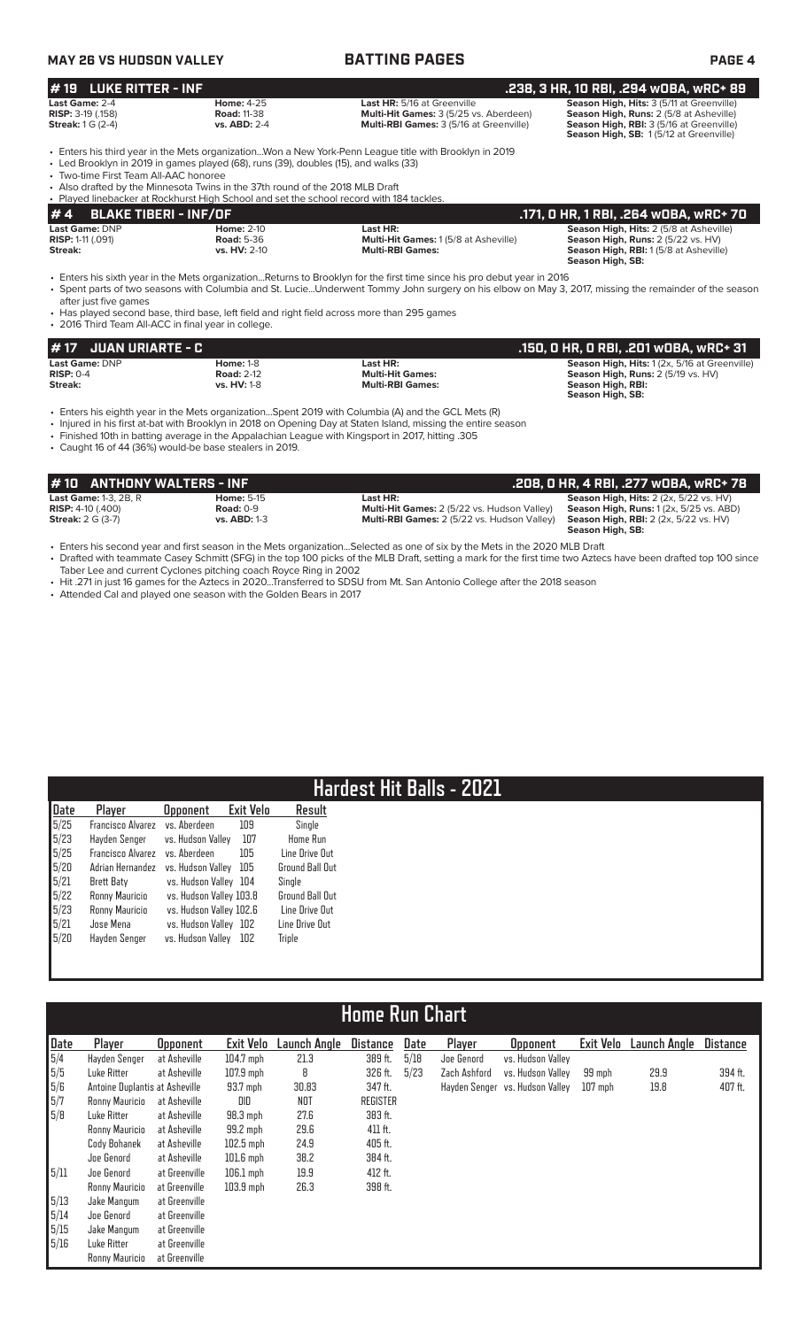## #19 LUKE RITTER - INF

**.238, 3 HR, 10 RBI, .294 wOBA, wRC+ 89**

| | | | |
|---|---|---|---|
| **Last Game:** 2-4 | **Home:** 4-25 | **Last HR:** 5/16 at Greenville | **Season High, Hits:** 3 (5/11 at Greenville) |
| **RISP:** 3-19 (.158) | **Road:** 11-38 | **Multi-Hit Games:** 3 (5/25 vs. Aberdeen) | **Season High, Runs:** 2 (5/8 at Asheville) |
| **Streak:** 1 G (2-4) | **vs. ABD:** 2-4 | **Multi-RBI Games:** 3 (5/16 at Greenville) | **Season High, RBI:** 3 (5/16 at Greenville) |
| | | | **Season High, SB:** 1 (5/12 at Greenville) |

- Enters his third year in the Mets organization...Won a New York-Penn League title with Brooklyn in 2019
- Led Brooklyn in 2019 in games played (68), runs (39), doubles (15), and walks (33)
- Two-time First Team All-AAC honoree
- Also drafted by the Minnesota Twins in the 37th round of the 2018 MLB Draft
- Played linebacker at Rockhurst High School and set the school record with 184 tackles.

## #4 BLAKE TIBERI - INF/OF

**.171, 0 HR, 1 RBI, .264 wOBA, wRC+ 70**

| | | | |
|---|---|---|---|
| **Last Game:** DNP | **Home:** 2-10 | **Last HR:** | **Season High, Hits:** 2 (5/8 at Asheville) |
| **RISP:** 1-11 (.091) | **Road:** 5-36 | **Multi-Hit Games:** 1 (5/8 at Asheville) | **Season High, Runs:** 2 (5/22 vs. HV) |
| **Streak:** | **vs. HV:** 2-10 | **Multi-RBI Games:** | **Season High, RBI:** 1 (5/8 at Asheville) |
| | | | **Season High, SB:** |

- Enters his sixth year in the Mets organization...Returns to Brooklyn for the first time since his pro debut year in 2016
- Spent parts of two seasons with Columbia and St. Lucie...Underwent Tommy John surgery on his elbow on May 3, 2017, missing the remainder of the season after just five games
- Has played second base, third base, left field and right field across more than 295 games
- 2016 Third Team All-ACC in final year in college.

## #17 JUAN URIARTE - C

**.150, 0 HR, 0 RBI, .201 wOBA, wRC+ 31**

| | | | |
|---|---|---|---|
| **Last Game:** DNP | **Home:** 1-8 | **Last HR:** | **Season High, Hits:** 1 (2x, 5/16 at Greenville) |
| **RISP:** 0-4 | **Road:** 2-12 | **Multi-Hit Games:** | **Season High, Runs:** 2 (5/19 vs. HV) |
| **Streak:** | **vs. HV:** 1-8 | **Multi-RBI Games:** | **Season High, RBI:** |
| | | | **Season High, SB:** |

- Enters his eighth year in the Mets organization...Spent 2019 with Columbia (A) and the GCL Mets (R)
- Injured in his first at-bat with Brooklyn in 2018 on Opening Day at Staten Island, missing the entire season
- Finished 10th in batting average in the Appalachian League with Kingsport in 2017, hitting .305
- Caught 16 of 44 (36%) would-be base stealers in 2019.

## #10 ANTHONY WALTERS - INF

**.208, 0 HR, 4 RBI, .277 wOBA, wRC+ 78**

| | | | |
|---|---|---|---|
| **Last Game:** 1-3, 2B, R | **Home:** 5-15 | **Last HR:** | **Season High, Hits:** 2 (2x, 5/22 vs. HV) |
| **RISP:** 4-10 (.400) | **Road:** 0-9 | **Multi-Hit Games:** 2 (5/22 vs. Hudson Valley) | **Season High, Runs:** 1 (2x, 5/25 vs. ABD) |
| **Streak:** 2 G (3-7) | **vs. ABD:** 1-3 | **Multi-RBI Games:** 2 (5/22 vs. Hudson Valley) | **Season High, RBI:** 2 (2x, 5/22 vs. HV) |
| | | | **Season High, SB:** |

- Enters his second year and first season in the Mets organization...Selected as one of six by the Mets in the 2020 MLB Draft
- Drafted with teammate Casey Schmitt (SFG) in the top 100 picks of the MLB Draft, setting a mark for the first time two Aztecs have been drafted top 100 since Taber Lee and current Cyclones pitching coach Royce Ring in 2002
- Hit .271 in just 16 games for the Aztecs in 2020...Transferred to SDSU from Mt. San Antonio College after the 2018 season
- Attended Cal and played one season with the Golden Bears in 2017

## Hardest Hit Balls - 2021

| Date | Player | Opponent | Exit Velo | Result |
|---|---|---|---|---|
| 5/25 | Francisco Alvarez | vs. Aberdeen | 109 | Single |
| 5/23 | Hayden Senger | vs. Hudson Valley | 107 | Home Run |
| 5/25 | Francisco Alvarez | vs. Aberdeen | 105 | Line Drive Out |
| 5/20 | Adrian Hernandez | vs. Hudson Valley | 105 | Ground Ball Out |
| 5/21 | Brett Baty | vs. Hudson Valley | 104 | Single |
| 5/22 | Ronny Mauricio | vs. Hudson Valley | 103.8 | Ground Ball Out |
| 5/23 | Ronny Mauricio | vs. Hudson Valley | 102.6 | Line Drive Out |
| 5/21 | Jose Mena | vs. Hudson Valley | 102 | Line Drive Out |
| 5/20 | Hayden Senger | vs. Hudson Valley | 102 | Triple |

## Home Run Chart

| Date | Player | Opponent | Exit Velo | Launch Angle | Distance |
|---|---|---|---|---|---|
| 5/4 | Hayden Senger | at Asheville | 104.7 mph | 21.3 | 389 ft. |
| 5/5 | Luke Ritter | at Asheville | 107.9 mph | 8 | 326 ft. |
| 5/6 | Antoine Duplantis | at Asheville | 93.7 mph | 30.83 | 347 ft. |
| 5/7 | Ronny Mauricio | at Asheville | DID | NOT | REGISTER |
| 5/8 | Luke Ritter | at Asheville | 98.3 mph | 27.6 | 383 ft. |
| | Ronny Mauricio | at Asheville | 99.2 mph | 29.6 | 411 ft. |
| | Cody Bohanek | at Asheville | 102.5 mph | 24.9 | 405 ft. |
| | Joe Genord | at Asheville | 101.6 mph | 38.2 | 384 ft. |
| 5/11 | Joe Genord | at Greenville | 106.1 mph | 19.9 | 412 ft. |
| | Ronny Mauricio | at Greenville | 103.9 mph | 26.3 | 398 ft. |
| 5/13 | Jake Mangum | at Greenville | | | |
| 5/14 | Joe Genord | at Greenville | | | |
| 5/15 | Jake Mangum | at Greenville | | | |
| 5/16 | Luke Ritter | at Greenville | | | |
| | Ronny Mauricio | at Greenville | | | |
| 5/18 | Joe Genord | vs. Hudson Valley | | | |
| 5/23 | Zach Ashford | vs. Hudson Valley | 99 mph | 29.9 | 394 ft. |
| | Hayden Senger | vs. Hudson Valley | 107 mph | 19.8 | 407 ft. |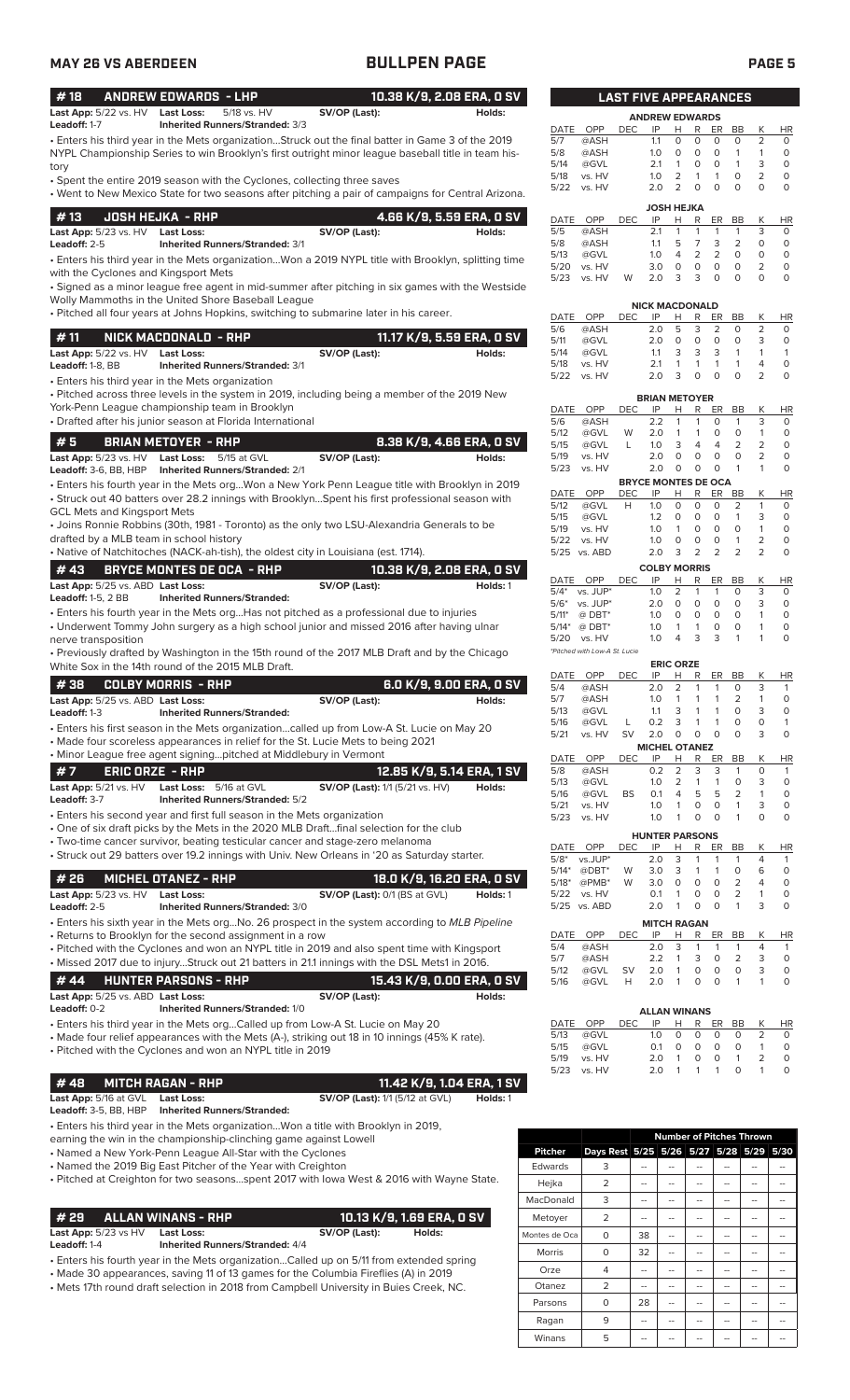# BULLPEN PAGE

**MAY 26 VS ABERDEEN**

## #18 ANDREW EDWARDS - LHP — 10.38 K/9, 2.08 ERA, 0 SV

**Last App:** 5/22 vs. HV **Last Loss:** 5/18 vs. HV **SV/OP (Last):** **Holds:**
**Leadoff:** 1-7 **Inherited Runners/Stranded:** 3/3

- Enters his third year in the Mets organization...Struck out the final batter in Game 3 of the 2019 NYPL Championship Series to win Brooklyn's first outright minor league baseball title in team history
- Spent the entire 2019 season with the Cyclones, collecting three saves
- Went to New Mexico State for two seasons after pitching a pair of campaigns for Central Arizona.

## #13 JOSH HEJKA - RHP — 4.66 K/9, 5.59 ERA, 0 SV

**Last App:** 5/23 vs. HV **Last Loss:** **SV/OP (Last):** **Holds:**
**Leadoff:** 2-5 **Inherited Runners/Stranded:** 3/1

- Enters his third year in the Mets organization...Won a 2019 NYPL title with Brooklyn, splitting time with the Cyclones and Kingsport Mets
- Signed as a minor league free agent in mid-summer after pitching in six games with the Westside Wolly Mammoths in the United Shore Baseball League
- Pitched all four years at Johns Hopkins, switching to submarine later in his career.

## #11 NICK MACDONALD - RHP — 11.17 K/9, 5.59 ERA, 0 SV

**Last App:** 5/22 vs. HV **Last Loss:** **SV/OP (Last):** **Holds:**
**Leadoff:** 1-8, BB **Inherited Runners/Stranded:** 3/1

- Enters his third year in the Mets organization
- Pitched across three levels in the system in 2019, including being a member of the 2019 New York-Penn League championship team in Brooklyn
- Drafted after his junior season at Florida International

## #5 BRIAN METOYER - RHP — 8.38 K/9, 4.66 ERA, 0 SV

**Last App:** 5/23 vs. HV **Last Loss:** 5/15 at GVL **SV/OP (Last):** **Holds:**
**Leadoff:** 3-6, BB, HBP **Inherited Runners/Stranded:** 2/1

- Enters his fourth year in the Mets org...Won a New York Penn League title with Brooklyn in 2019
- Struck out 40 batters over 28.2 innings with Brooklyn...Spent his first professional season with GCL Mets and Kingsport Mets
- Joins Ronnie Robbins (30th, 1981 - Toronto) as the only two LSU-Alexandria Generals to be drafted by a MLB team in school history
- Native of Natchitoches (NACK-ah-tish), the oldest city in Louisiana (est. 1714).

## #43 BRYCE MONTES DE OCA - RHP — 10.38 K/9, 2.08 ERA, 0 SV

**Last App:** 5/25 vs. ABD **Last Loss:** **SV/OP (Last):** **Holds:** 1
**Leadoff:** 1-5, 2 BB **Inherited Runners/Stranded:**

- Enters his fourth year in the Mets org...Has not pitched as a professional due to injuries
- Underwent Tommy John surgery as a high school junior and missed 2016 after having ulnar nerve transposition
- Previously drafted by Washington in the 15th round of the 2017 MLB Draft and by the Chicago White Sox in the 14th round of the 2015 MLB Draft.

## #38 COLBY MORRIS - RHP — 6.0 K/9, 9.00 ERA, 0 SV

**Last App:** 5/25 vs. ABD **Last Loss:** **SV/OP (Last):** **Holds:**
**Leadoff:** 1-3 **Inherited Runners/Stranded:**

- Enters his first season in the Mets organization...called up from Low-A St. Lucie on May 20
- Made four scoreless appearances in relief for the St. Lucie Mets to being 2021
- Minor League free agent signing...pitched at Middlebury in Vermont

## #7 ERIC ORZE - RHP — 12.85 K/9, 5.14 ERA, 1 SV

**Last App:** 5/21 vs. HV **Last Loss:** 5/16 at GVL **SV/OP (Last):** 1/1 (5/21 vs. HV) **Holds:**
**Leadoff:** 3-7 **Inherited Runners/Stranded:** 5/2

- Enters his second year and first full season in the Mets organization
- One of six draft picks by the Mets in the 2020 MLB Draft...final selection for the club
- Two-time cancer survivor, beating testicular cancer and stage-zero melanoma
- Struck out 29 batters over 19.2 innings with Univ. New Orleans in '20 as Saturday starter.

## #26 MICHEL OTANEZ - RHP — 18.0 K/9, 16.20 ERA, 0 SV

**Last App:** 5/23 vs. HV **Last Loss:** **SV/OP (Last):** 0/1 (BS at GVL) **Holds:** 1
**Leadoff:** 2-5 **Inherited Runners/Stranded:** 3/0

- Enters his sixth year in the Mets org...No. 26 prospect in the system according to *MLB Pipeline*
- Returns to Brooklyn for the second assignment in a row
- Pitched with the Cyclones and won an NYPL title in 2019 and also spent time with Kingsport
- Missed 2017 due to injury...Struck out 21 batters in 21.1 innings with the DSL Mets1 in 2016.

## #44 HUNTER PARSONS - RHP — 15.43 K/9, 0.00 ERA, 0 SV

**Last App:** 5/25 vs. ABD **Last Loss:** **SV/OP (Last):** **Holds:**
**Leadoff:** 0-2 **Inherited Runners/Stranded:** 1/0

- Enters his third year in the Mets org...Called up from Low-A St. Lucie on May 20
- Made four relief appearances with the Mets (A-), striking out 18 in 10 innings (45% K rate).
- Pitched with the Cyclones and won an NYPL title in 2019

## #48 MITCH RAGAN - RHP — 11.42 K/9, 1.04 ERA, 1 SV

**Last App:** 5/16 at GVL **Last Loss:** **SV/OP (Last):** 1/1 (5/12 at GVL) **Holds:** 1
**Leadoff:** 3-5, BB, HBP **Inherited Runners/Stranded:**

- Enters his third year in the Mets organization...Won a title with Brooklyn in 2019, earning the win in the championship-clinching game against Lowell
- Named a New York-Penn League All-Star with the Cyclones
- Named the 2019 Big East Pitcher of the Year with Creighton
- Pitched at Creighton for two seasons...spent 2017 with Iowa West & 2016 with Wayne State.

## #29 ALLAN WINANS - RHP — 10.13 K/9, 1.69 ERA, 0 SV

**Last App:** 5/23 vs HV **Last Loss:** **SV/OP (Last):** **Holds:**
**Leadoff:** 1-4 **Inherited Runners/Stranded:** 4/4

- Enters his fourth year in the Mets organization...Called up on 5/11 from extended spring
- Made 30 appearances, saving 11 of 13 games for the Columbia Fireflies (A) in 2019
- Mets 17th round draft selection in 2018 from Campbell University in Buies Creek, NC.

## LAST FIVE APPEARANCES

**ANDREW EDWARDS**

| DATE | OPP | DEC | IP | H | R | ER | BB | K | HR |
|---|---|---|---|---|---|---|---|---|---|
| 5/7 | @ASH | | 1.1 | 0 | 0 | 0 | 0 | 2 | 0 |
| 5/8 | @ASH | | 1.0 | 0 | 0 | 0 | 1 | 1 | 0 |
| 5/14 | @GVL | | 2.1 | 1 | 0 | 0 | 1 | 3 | 0 |
| 5/18 | vs. HV | | 1.0 | 2 | 1 | 1 | 0 | 2 | 0 |
| 5/22 | vs. HV | | 2.0 | 2 | 0 | 0 | 0 | 0 | 0 |

**JOSH HEJKA**

| DATE | OPP | DEC | IP | H | R | ER | BB | K | HR |
|---|---|---|---|---|---|---|---|---|---|
| 5/5 | @ASH | | 2.1 | 1 | 1 | 1 | 1 | 3 | 0 |
| 5/8 | @ASH | | 1.1 | 5 | 7 | 3 | 2 | 0 | 0 |
| 5/13 | @GVL | | 1.0 | 4 | 2 | 2 | 0 | 0 | 0 |
| 5/20 | vs. HV | | 3.0 | 0 | 0 | 0 | 0 | 2 | 0 |
| 5/23 | vs. HV | W | 2.0 | 3 | 3 | 0 | 0 | 0 | 0 |

**NICK MACDONALD**

| DATE | OPP | DEC | IP | H | R | ER | BB | K | HR |
|---|---|---|---|---|---|---|---|---|---|
| 5/6 | @ASH | | 2.0 | 5 | 3 | 2 | 0 | 2 | 0 |
| 5/11 | @GVL | | 2.0 | 0 | 0 | 0 | 0 | 3 | 0 |
| 5/14 | @GVL | | 1.1 | 3 | 3 | 3 | 1 | 1 | 1 |
| 5/18 | vs. HV | | 2.1 | 1 | 1 | 1 | 1 | 4 | 0 |
| 5/22 | vs. HV | | 2.0 | 3 | 0 | 0 | 0 | 2 | 0 |

**BRIAN METOYER**

| DATE | OPP | DEC | IP | H | R | ER | BB | K | HR |
|---|---|---|---|---|---|---|---|---|---|
| 5/6 | @ASH | | 2.2 | 1 | 1 | 0 | 1 | 3 | 0 |
| 5/12 | @GVL | W | 2.0 | 1 | 1 | 0 | 0 | 1 | 0 |
| 5/15 | @GVL | L | 1.0 | 3 | 4 | 4 | 2 | 2 | 0 |
| 5/19 | vs. HV | | 2.0 | 0 | 0 | 0 | 0 | 2 | 0 |
| 5/23 | vs. HV | | 2.0 | 0 | 0 | 0 | 1 | 1 | 0 |

**BRYCE MONTES DE OCA**

| DATE | OPP | DEC | IP | H | R | ER | BB | K | HR |
|---|---|---|---|---|---|---|---|---|---|
| 5/12 | @GVL | H | 1.0 | 0 | 0 | 0 | 2 | 1 | 0 |
| 5/15 | @GVL | | 1.2 | 0 | 0 | 0 | 1 | 3 | 0 |
| 5/19 | vs. HV | | 1.0 | 1 | 0 | 0 | 0 | 1 | 0 |
| 5/22 | vs. HV | | 1.0 | 0 | 0 | 0 | 1 | 2 | 0 |
| 5/25 | vs. ABD | | 2.0 | 3 | 2 | 2 | 2 | 2 | 0 |

**COLBY MORRIS**

| DATE | OPP | DEC | IP | H | R | ER | BB | K | HR |
|---|---|---|---|---|---|---|---|---|---|
| 5/4* | vs. JUP* | | 1.0 | 2 | 1 | 1 | 0 | 3 | 0 |
| 5/6* | vs. JUP* | | 2.0 | 0 | 0 | 0 | 0 | 3 | 0 |
| 5/11* | @ DBT* | | 1.0 | 0 | 0 | 0 | 0 | 1 | 0 |
| 5/14* | @ DBT* | | 1.0 | 1 | 1 | 0 | 0 | 1 | 0 |
| 5/20 | vs. HV | | 1.0 | 4 | 3 | 3 | 1 | 1 | 0 |

*Pitched with Low-A St. Lucie*

**ERIC ORZE**

| DATE | OPP | DEC | IP | H | R | ER | BB | K | HR |
|---|---|---|---|---|---|---|---|---|---|
| 5/4 | @ASH | | 2.0 | 2 | 1 | 1 | 0 | 3 | 1 |
| 5/7 | @ASH | | 1.0 | 1 | 1 | 1 | 2 | 1 | 0 |
| 5/13 | @GVL | | 1.1 | 3 | 1 | 1 | 0 | 3 | 0 |
| 5/16 | @GVL | L | 0.2 | 3 | 1 | 1 | 0 | 0 | 1 |
| 5/21 | vs. HV | SV | 2.0 | 0 | 0 | 0 | 0 | 3 | 0 |

**MICHEL OTANEZ**

| DATE | OPP | DEC | IP | H | R | ER | BB | K | HR |
|---|---|---|---|---|---|---|---|---|---|
| 5/8 | @ASH | | 0.2 | 2 | 3 | 3 | 1 | 0 | 1 |
| 5/13 | @GVL | | 1.0 | 2 | 1 | 1 | 0 | 3 | 0 |
| 5/16 | @GVL | BS | 0.1 | 4 | 5 | 5 | 2 | 1 | 0 |
| 5/21 | vs. HV | | 1.0 | 1 | 0 | 0 | 1 | 3 | 0 |
| 5/23 | vs. HV | | 1.0 | 1 | 0 | 0 | 1 | 0 | 0 |

**HUNTER PARSONS**

| DATE | OPP | DEC | IP | H | R | ER | BB | K | HR |
|---|---|---|---|---|---|---|---|---|---|
| 5/8* | vs.JUP* | | 2.0 | 3 | 1 | 1 | 1 | 4 | 1 |
| 5/14* | @DBT* | W | 3.0 | 3 | 1 | 1 | 0 | 6 | 0 |
| 5/18* | @PMB* | W | 3.0 | 0 | 0 | 0 | 2 | 4 | 0 |
| 5/22 | vs. HV | | 0.1 | 1 | 0 | 0 | 2 | 1 | 0 |
| 5/25 | vs. ABD | | 2.0 | 1 | 0 | 0 | 1 | 3 | 0 |

**MITCH RAGAN**

| DATE | OPP | DEC | IP | H | R | ER | BB | K | HR |
|---|---|---|---|---|---|---|---|---|---|
| 5/4 | @ASH | | 2.0 | 3 | 1 | 1 | 1 | 4 | 1 |
| 5/7 | @ASH | | 2.2 | 1 | 3 | 0 | 2 | 3 | 0 |
| 5/12 | @GVL | SV | 2.0 | 1 | 0 | 0 | 0 | 3 | 0 |
| 5/16 | @GVL | H | 2.0 | 1 | 0 | 0 | 1 | 1 | 0 |

**ALLAN WINANS**

| DATE | OPP | DEC | IP | H | R | ER | BB | K | HR |
|---|---|---|---|---|---|---|---|---|---|
| 5/13 | @GVL | | 1.0 | 0 | 0 | 0 | 0 | 2 | 0 |
| 5/15 | @GVL | | 0.1 | 0 | 0 | 0 | 0 | 1 | 0 |
| 5/19 | vs. HV | | 2.0 | 1 | 0 | 0 | 1 | 2 | 0 |
| 5/23 | vs. HV | | 2.0 | 1 | 1 | 1 | 0 | 1 | 0 |

## Number of Pitches Thrown

| Pitcher | Days Rest | 5/25 | 5/26 | 5/27 | 5/28 | 5/29 | 5/30 |
|---|---|---|---|---|---|---|---|
| Edwards | 3 | -- | -- | -- | -- | -- | -- |
| Hejka | 2 | -- | -- | -- | -- | -- | -- |
| MacDonald | 3 | -- | -- | -- | -- | -- | -- |
| Metoyer | 2 | -- | -- | -- | -- | -- | -- |
| Montes de Oca | 0 | 38 | -- | -- | -- | -- | -- |
| Morris | 0 | 32 | -- | -- | -- | -- | -- |
| Orze | 4 | -- | -- | -- | -- | -- | -- |
| Otanez | 2 | -- | -- | -- | -- | -- | -- |
| Parsons | 0 | 28 | -- | -- | -- | -- | -- |
| Ragan | 9 | -- | -- | -- | -- | -- | -- |
| Winans | 5 | -- | -- | -- | -- | -- | -- |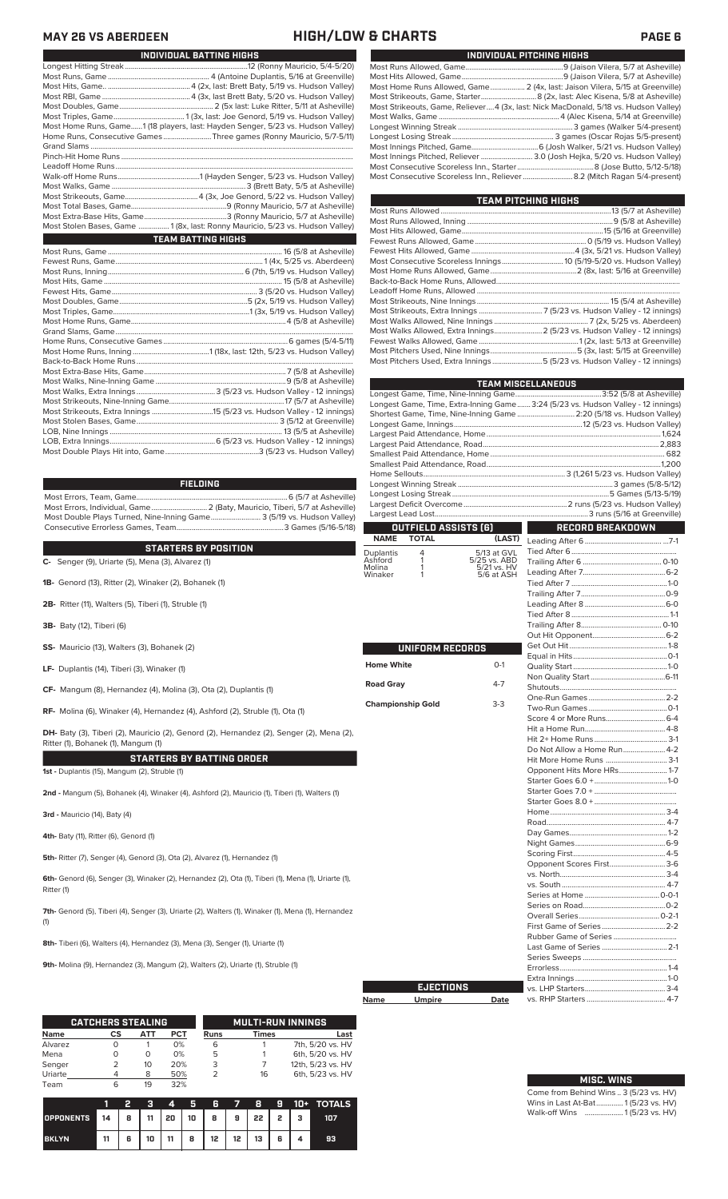# MAY 26 VS ABERDEEN — HIGH/LOW & CHARTS

## INDIVIDUAL BATTING HIGHS

| | |
|---|---|
| Longest Hitting Streak | 12 (Ronny Mauricio, 5/4-5/20) |
| Most Runs, Game | 4 (Antoine Duplantis, 5/16 at Greenville) |
| Most Hits, Game | 4 (2x, last: Brett Baty, 5/19 vs. Hudson Valley) |
| Most RBI, Game | 4 (3x, last Brett Baty, 5/20 vs. Hudson Valley) |
| Most Doubles, Game | 2 (5x last: Luke Ritter, 5/11 at Asheville) |
| Most Triples, Game | 1 (3x, last: Joe Genord, 5/19 vs. Hudson Valley) |
| Most Home Runs, Game | 1 (18 players, last: Hayden Senger, 5/23 vs. Hudson Valley) |
| Home Runs, Consecutive Games | Three games (Ronny Mauricio, 5/7-5/11) |
| Grand Slams | |
| Pinch-Hit Home Runs | |
| Leadoff Home Runs | |
| Walk-off Home Runs | 1 (Hayden Senger, 5/23 vs. Hudson Valley) |
| Most Walks, Game | 3 (Brett Baty, 5/5 at Asheville) |
| Most Strikeouts, Game | 4 (3x, Joe Genord, 5/22 vs. Hudson Valley) |
| Most Total Bases, Game | 9 (Ronny Mauricio, 5/7 at Asheville) |
| Most Extra-Base Hits, Game | 3 (Ronny Mauricio, 5/7 at Asheville) |
| Most Stolen Bases, Game | 1 (8x, last: Ronny Mauricio, 5/23 vs. Hudson Valley) |

## TEAM BATTING HIGHS

| | |
|---|---|
| Most Runs, Game | 16 (5/8 at Asheville) |
| Fewest Runs, Game | 1 (4x, 5/25 vs. Aberdeen) |
| Most Runs, Inning | 6 (7th, 5/19 vs. Hudson Valley) |
| Most Hits, Game | 15 (5/8 at Asheville) |
| Fewest Hits, Game | 3 (5/20 vs. Hudson Valley) |
| Most Doubles, Game | 5 (2x, 5/19 vs. Hudson Valley) |
| Most Triples, Game | 1 (3x, 5/19 vs. Hudson Valley) |
| Most Home Runs, Game | 4 (5/8 at Asheville) |
| Grand Slams, Game | |
| Home Runs, Consecutive Games | 6 games (5/4-5/11) |
| Most Home Runs, Inning | 1 (18x, last: 12th, 5/23 vs. Hudson Valley) |
| Back-to-Back Home Runs | |
| Most Extra-Base Hits, Game | 7 (5/8 at Asheville) |
| Most Walks, Nine-Inning Game | 9 (5/8 at Asheville) |
| Most Walks, Extra Innings | 3 (5/23 vs. Hudson Valley - 12 innings) |
| Most Strikeouts, Nine-Inning Game | 17 (5/7 at Asheville) |
| Most Strikeouts, Extra Innings | 15 (5/23 vs. Hudson Valley - 12 innings) |
| Most Stolen Bases, Game | 3 (5/12 at Greenville) |
| LOB, Nine Innings | 13 (5/5 at Asheville) |
| LOB, Extra Innings | 6 (5/23 vs. Hudson Valley - 12 innings) |
| Most Double Plays Hit into, Game | 3 (5/23 vs. Hudson Valley) |

## FIELDING

| | |
|---|---|
| Most Errors, Team, Game | 6 (5/7 at Asheville) |
| Most Errors, Individual, Game | 2 (Baty, Mauricio, Tiberi, 5/7 at Asheville) |
| Most Double Plays Turned, Nine-Inning Game | 3 (5/19 vs. Hudson Valley) |
| Consecutive Errorless Games, Team | 3 Games (5/16-5/18) |

## STARTERS BY POSITION

**C-** Senger (9), Uriarte (5), Mena (3), Alvarez (1)

**1B-** Genord (13), Ritter (2), Winaker (2), Bohanek (1)

**2B-** Ritter (11), Walters (5), Tiberi (1), Struble (1)

**3B-** Baty (12), Tiberi (6)

**SS-** Mauricio (13), Walters (3), Bohanek (2)

**LF-** Duplantis (14), Tiberi (3), Winaker (1)

**CF-** Mangum (8), Hernandez (4), Molina (3), Ota (2), Duplantis (1)

**RF-** Molina (6), Winaker (4), Hernandez (4), Ashford (2), Struble (1), Ota (1)

**DH-** Baty (3), Tiberi (2), Mauricio (2), Genord (2), Hernandez (2), Senger (2), Mena (2), Ritter (1), Bohanek (1), Mangum (1)

## STARTERS BY BATTING ORDER

**1st -** Duplantis (15), Mangum (2), Struble (1)

**2nd -** Mangum (5), Bohanek (4), Winaker (4), Ashford (2), Mauricio (1), Tiberi (1), Walters (1)

**3rd -** Mauricio (14), Baty (4)

**4th-** Baty (11), Ritter (6), Genord (1)

**5th-** Ritter (7), Senger (4), Genord (3), Ota (2), Alvarez (1), Hernandez (1)

**6th-** Genord (6), Senger (3), Winaker (2), Hernandez (2), Ota (1), Tiberi (1), Mena (1), Uriarte (1), Ritter (1)

**7th-** Genord (5), Tiberi (4), Senger (3), Uriarte (2), Walters (2), Winaker (1), Mena (1), Hernandez (1)

**8th-** Tiberi (6), Walters (4), Hernandez (3), Mena (3), Senger (1), Uriarte (1)

**9th-** Molina (9), Hernandez (3), Mangum (2), Walters (2), Uriarte (1), Struble (1)

## CATCHERS STEALING

| Name | CS | ATT | PCT |
|---|---|---|---|
| Alvarez | 0 | 1 | 0% |
| Mena | 0 | 0 | 0% |
| Senger | 2 | 10 | 20% |
| Uriarte | 4 | 8 | 50% |
| Team | 6 | 19 | 32% |

## MULTI-RUN INNINGS

| Runs | Times | Last |
|---|---|---|
| 6 | 1 | 7th, 5/20 vs. HV |
| 5 | 1 | 6th, 5/20 vs. HV |
| 3 | 7 | 12th, 5/23 vs. HV |
| 2 | 16 | 6th, 5/23 vs. HV |

| | 1 | 2 | 3 | 4 | 5 | 6 | 7 | 8 | 9 | 10+ | TOTALS |
|---|---|---|---|---|---|---|---|---|---|---|---|
| OPPONENTS | 14 | 8 | 11 | 20 | 10 | 8 | 9 | 22 | 2 | 3 | 107 |
| BKLYN | 11 | 6 | 10 | 11 | 8 | 12 | 12 | 13 | 6 | 4 | 93 |

## INDIVIDUAL PITCHING HIGHS

| | |
|---|---|
| Most Runs Allowed, Game | 9 (Jaison Vilera, 5/7 at Asheville) |
| Most Hits Allowed, Game | 9 (Jaison Vilera, 5/7 at Asheville) |
| Most Home Runs Allowed, Game | 2 (4x, last: Jaison Vilera, 5/15 at Greenville) |
| Most Strikeouts, Game, Starter | 8 (2x, last: Alec Kisena, 5/8 at Asheville) |
| Most Strikeouts, Game, Reliever | 4 (3x, last: Nick MacDonald, 5/18 vs. Hudson Valley) |
| Most Walks, Game | 4 (Alec Kisena, 5/14 at Greenville) |
| Longest Winning Streak | 3 games (Walker 5/4-present) |
| Longest Losing Streak | 3 games (Oscar Rojas 5/5-present) |
| Most Innings Pitched, Game | 6 (Josh Walker, 5/21 vs. Hudson Valley) |
| Most Innings Pitched, Reliever | 3.0 (Josh Hejka, 5/20 vs. Hudson Valley) |
| Most Consecutive Scoreless Inn., Starter | 8 (Jose Butto, 5/12-5/18) |
| Most Consecutive Scoreless Inn., Reliever | 8.2 (Mitch Ragan 5/4-present) |

## TEAM PITCHING HIGHS

| | |
|---|---|
| Most Runs Allowed | 13 (5/7 at Asheville) |
| Most Runs Allowed, Inning | 9 (5/8 at Asheville) |
| Most Hits Allowed, Game | 15 (5/16 at Greenville) |
| Fewest Runs Allowed, Game | 0 (5/19 vs. Hudson Valley) |
| Fewest Hits Allowed, Game | 4 (3x, 5/20 vs. Hudson Valley) |
| Most Consecutive Scoreless Innings | 10 (5/19-5/20 vs. Hudson Valley) |
| Most Home Runs Allowed, Game | 2 (8x, last: 5/16 at Greenville) |
| Back-to-Back Home Runs, Allowed | |
| Leadoff Home Runs, Allowed | |
| Most Strikeouts, Nine Innings | 15 (5/4 at Asheville) |
| Most Strikeouts, Extra Innings | 7 (5/23 vs. Hudson Valley - 12 innings) |
| Most Walks Allowed, Nine Innings | 7 (2x, 5/25 vs. Aberdeen) |
| Most Walks Allowed, Extra Innings | 2 (5/23 vs. Hudson Valley - 12 innings) |
| Fewest Walks Allowed, Game | 1 (2x, last: 5/13 at Greenville) |
| Most Pitchers Used, Nine Innings | 5 (3x, last: 5/15 at Greenville) |
| Most Pitchers Used, Extra Innings | 5 (5/23 vs. Hudson Valley - 12 innings) |

## TEAM MISCELLANEOUS

| | |
|---|---|
| Longest Game, Time, Nine-Inning Game | 3:52 (5/8 at Asheville) |
| Longest Game, Time, Extra-Inning Game | 3:24 (5/23 vs. Hudson Valley - 12 innings) |
| Shortest Game, Time, Nine-Inning Game | 2:20 (5/18 vs. Hudson Valley) |
| Longest Game, Innings | 12 (5/23 vs. Hudson Valley) |
| Largest Paid Attendance, Home | 1,624 |
| Largest Paid Attendance, Road | 2,883 |
| Smallest Paid Attendance, Home | 682 |
| Smallest Paid Attendance, Road | 1,200 |
| Home Sellouts | 3 (1,261 5/23 vs. Hudson Valley) |
| Longest Winning Streak | 3 games (5/8-5/12) |
| Longest Losing Streak | 5 Games (5/13-5/19) |
| Largest Deficit Overcome | 2 runs (5/23 vs. Hudson Valley) |
| Largest Lead Lost | 3 runs (5/16 at Greenville) |

## OUTFIELD ASSISTS (6)

| NAME | TOTAL | (LAST) |
|---|---|---|
| Duplantis | 4 | 5/13 at GVL |
| Ashford | 1 | 5/25 vs. ABD |
| Molina | 1 | 5/21 vs. HV |
| Winaker | 1 | 5/6 at ASH |

## UNIFORM RECORDS

| | |
|---|---|
| Home White | 0-1 |
| Road Gray | 4-7 |
| Championship Gold | 3-3 |

## EJECTIONS

| Name | Umpire | Date |
|---|---|---|

## RECORD BREAKDOWN

| | |
|---|---|
| Leading After 6 | 7-1 |
| Tied After 6 | |
| Trailing After 6 | 0-10 |
| Leading After 7 | 6-2 |
| Tied After 7 | 1-0 |
| Trailing After 7 | 0-9 |
| Leading After 8 | 6-0 |
| Tied After 8 | 1-1 |
| Trailing After 8 | 0-10 |
| Out Hit Opponent | 6-2 |
| Get Out Hit | 1-8 |
| Equal in Hits | 0-1 |
| Quality Start | 1-0 |
| Non Quality Start | 6-11 |
| Shutouts | |
| One-Run Games | 2-2 |
| Two-Run Games | 0-1 |
| Score 4 or More Runs | 6-4 |
| Hit a Home Run | 4-8 |
| Hit 2+ Home Runs | 3-1 |
| Do Not Allow a Home Run | 4-2 |
| Hit More Home Runs | 3-1 |
| Opponent Hits More HRs | 1-7 |
| Starter Goes 6.0 + | 1-0 |
| Starter Goes 7.0 + | |
| Starter Goes 8.0 + | |
| Home | 3-4 |
| Road | 4-7 |
| Day Games | 1-2 |
| Night Games | 6-9 |
| Scoring First | 4-5 |
| Opponent Scores First | 3-6 |
| vs. North | 3-4 |
| vs. South | 4-7 |
| Series at Home | 0-0-1 |
| Series on Road | 0-2 |
| Overall Series | 0-2-1 |
| First Game of Series | 2-2 |
| Rubber Game of Series | |
| Last Game of Series | 2-1 |
| Series Sweeps | |
| Errorless | 1-4 |
| Extra Innings | 1-0 |
| vs. LHP Starters | 3-4 |
| vs. RHP Starters | 4-7 |

## MISC. WINS

| | |
|---|---|
| Come from Behind Wins | 3 (5/23 vs. HV) |
| Wins in Last At-Bat | 1 (5/23 vs. HV) |
| Walk-off Wins | 1 (5/23 vs. HV) |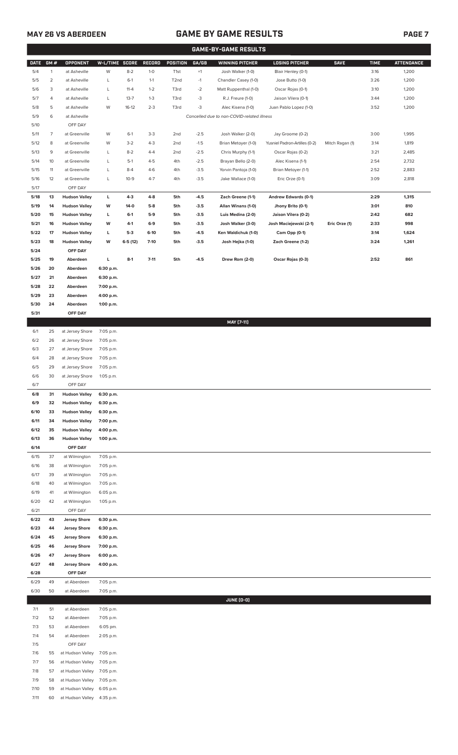# MAY 26 VS ABERDEEN — GAME BY GAME RESULTS

## GAME-BY-GAME RESULTS

| DATE | GM # | OPPONENT | W-L/TIME | SCORE | RECORD | POSITION | GA/GB | WINNING PITCHER | LOSING PITCHER | SAVE | TIME | ATTENDANCE |
|---|---|---|---|---|---|---|---|---|---|---|---|---|
| 5/4 | 1 | at Asheville | W | 8-2 | 1-0 | T1st | +1 | Josh Walker (1-0) | Blair Henley (0-1) | | 3:16 | 1,200 |
| 5/5 | 2 | at Asheville | L | 6-1 | 1-1 | T2nd | -1 | Chandler Casey (1-0) | Jose Butto (1-0) | | 3:26 | 1,200 |
| 5/6 | 3 | at Asheville | L | 11-4 | 1-2 | T3rd | -2 | Matt Ruppenthal (1-0) | Oscar Rojas (0-1) | | 3:10 | 1,200 |
| 5/7 | 4 | at Asheville | L | 13-7 | 1-3 | T3rd | -3 | R.J. Freure (1-0) | Jaison Vilera (0-1) | | 3:44 | 1,200 |
| 5/8 | 5 | at Asheville | W | 16-12 | 2-3 | T3rd | -3 | Alec Kisena (1-0) | Juan Pablo Lopez (1-0) | | 3:52 | 1,200 |
| 5/9 | 6 | at Asheville | | | | | | *Cancelled due to non-COVID-related illness* | | | | |
| 5/10 | | OFF DAY | | | | | | | | | | |
| 5/11 | 7 | at Greenville | W | 6-1 | 3-3 | 2nd | -2.5 | Josh Walker (2-0) | Jay Groome (0-2) | | 3:00 | 1,995 |
| 5/12 | 8 | at Greenville | W | 3-2 | 4-3 | 2nd | -1.5 | Brian Metoyer (1-0) | Yusniel Padron-Artilles (0-2) | Mitch Ragan (1) | 3:14 | 1,819 |
| 5/13 | 9 | at Greenville | L | 8-2 | 4-4 | 2nd | -2.5 | Chris Murphy (1-1) | Oscar Rojas (0-2) | | 3:21 | 2,485 |
| 5/14 | 10 | at Greenville | L | 5-1 | 4-5 | 4th | -2.5 | Brayan Bello (2-0) | Alec Kisena (1-1) | | 2:54 | 2,732 |
| 5/15 | 11 | at Greenville | L | 8-4 | 4-6 | 4th | -3.5 | Yorvin Pantoja (1-0) | Brian Metoyer (1-1) | | 2:52 | 2,883 |
| 5/16 | 12 | at Greenville | L | 10-9 | 4-7 | 4th | -3.5 | Jake Wallace (1-0) | Eric Orze (0-1) | | 3:09 | 2,818 |
| 5/17 | | OFF DAY | | | | | | | | | | |
| **5/18** | **13** | **Hudson Valley** | **L** | **4-3** | **4-8** | **5th** | **-4.5** | **Zach Greene (1-1)** | **Andrew Edwards (0-1)** | | **2:29** | **1,315** |
| **5/19** | **14** | **Hudson Valley** | **W** | **14-0** | **5-8** | **5th** | **-3.5** | **Allan Winans (1-0)** | **Jhony Brito (0-1)** | | **3:01** | **810** |
| **5/20** | **15** | **Hudson Valley** | **L** | **6-1** | **5-9** | **5th** | **-3.5** | **Luis Medina (2-0)** | **Jaison Vilera (0-2)** | | **2:42** | **682** |
| **5/21** | **16** | **Hudson Valley** | **W** | **4-1** | **6-9** | **5th** | **-3.5** | **Josh Walker (3-0)** | **Josh Maciejewski (2-1)** | **Eric Orze (1)** | **2:33** | **998** |
| **5/22** | **17** | **Hudson Valley** | **L** | **5-3** | **6-10** | **5th** | **-4.5** | **Ken Waldichuk (1-0)** | **Cam Opp (0-1)** | | **3:14** | **1,624** |
| **5/23** | **18** | **Hudson Valley** | **W** | **6-5 (12)** | **7-10** | **5th** | **-3.5** | **Josh Hejka (1-0)** | **Zach Greene (1-2)** | | **3:24** | **1,261** |
| **5/24** | | **OFF DAY** | | | | | | | | | | |
| **5/25** | **19** | **Aberdeen** | **L** | **8-1** | **7-11** | **5th** | **-4.5** | **Drew Rom (2-0)** | **Oscar Rojas (0-3)** | | **2:52** | **861** |
| **5/26** | **20** | **Aberdeen** | **6:30 p.m.** | | | | | | | | | |
| **5/27** | **21** | **Aberdeen** | **6:30 p.m.** | | | | | | | | | |
| **5/28** | **22** | **Aberdeen** | **7:00 p.m.** | | | | | | | | | |
| **5/29** | **23** | **Aberdeen** | **4:00 p.m.** | | | | | | | | | |
| **5/30** | **24** | **Aberdeen** | **1:00 p.m.** | | | | | | | | | |
| **5/31** | | **OFF DAY** | | | | | | | | | | |
| | | | | | | | | **MAY [7-11]** | | | | |
| 6/1 | 25 | at Jersey Shore | 7:05 p.m. | | | | | | | | | |
| 6/2 | 26 | at Jersey Shore | 7:05 p.m. | | | | | | | | | |
| 6/3 | 27 | at Jersey Shore | 7:05 p.m. | | | | | | | | | |
| 6/4 | 28 | at Jersey Shore | 7:05 p.m. | | | | | | | | | |
| 6/5 | 29 | at Jersey Shore | 7:05 p.m. | | | | | | | | | |
| 6/6 | 30 | at Jersey Shore | 1:05 p.m. | | | | | | | | | |
| 6/7 | | OFF DAY | | | | | | | | | | |
| **6/8** | **31** | **Hudson Valley** | **6:30 p.m.** | | | | | | | | | |
| **6/9** | **32** | **Hudson Valley** | **6:30 p.m.** | | | | | | | | | |
| **6/10** | **33** | **Hudson Valley** | **6:30 p.m.** | | | | | | | | | |
| **6/11** | **34** | **Hudson Valley** | **7:00 p.m.** | | | | | | | | | |
| **6/12** | **35** | **Hudson Valley** | **4:00 p.m.** | | | | | | | | | |
| **6/13** | **36** | **Hudson Valley** | **1:00 p.m.** | | | | | | | | | |
| **6/14** | | **OFF DAY** | | | | | | | | | | |
| 6/15 | 37 | at Wilmington | 7:05 p.m. | | | | | | | | | |
| 6/16 | 38 | at Wilmington | 7:05 p.m. | | | | | | | | | |
| 6/17 | 39 | at Wilmington | 7:05 p.m. | | | | | | | | | |
| 6/18 | 40 | at Wilmington | 7:05 p.m. | | | | | | | | | |
| 6/19 | 41 | at Wilmington | 6:05 p.m. | | | | | | | | | |
| 6/20 | 42 | at Wilmington | 1:05 p.m. | | | | | | | | | |
| 6/21 | | OFF DAY | | | | | | | | | | |
| **6/22** | **43** | **Jersey Shore** | **6:30 p.m.** | | | | | | | | | |
| **6/23** | **44** | **Jersey Shore** | **6:30 p.m.** | | | | | | | | | |
| **6/24** | **45** | **Jersey Shore** | **6:30 p.m.** | | | | | | | | | |
| **6/25** | **46** | **Jersey Shore** | **7:00 p.m.** | | | | | | | | | |
| **6/26** | **47** | **Jersey Shore** | **6:00 p.m.** | | | | | | | | | |
| **6/27** | **48** | **Jersey Shore** | **4:00 p.m.** | | | | | | | | | |
| **6/28** | | **OFF DAY** | | | | | | | | | | |
| 6/29 | 49 | at Aberdeen | 7:05 p.m. | | | | | | | | | |
| 6/30 | 50 | at Aberdeen | 7:05 p.m. | | | | | | | | | |
| | | | | | | | | **JUNE (0-0)** | | | | |
| 7/1 | 51 | at Aberdeen | 7:05 p.m. | | | | | | | | | |
| 7/2 | 52 | at Aberdeen | 7:05 p.m. | | | | | | | | | |
| 7/3 | 53 | at Aberdeen | 6:05 pm. | | | | | | | | | |
| 7/4 | 54 | at Aberdeen | 2:05 p.m. | | | | | | | | | |
| 7/5 | | OFF DAY | | | | | | | | | | |
| 7/6 | 55 | at Hudson Valley | 7:05 p.m. | | | | | | | | | |
| 7/7 | 56 | at Hudson Valley | 7:05 p.m. | | | | | | | | | |
| 7/8 | 57 | at Hudson Valley | 7:05 p.m. | | | | | | | | | |
| 7/9 | 58 | at Hudson Valley | 7:05 p.m. | | | | | | | | | |
| 7/10 | 59 | at Hudson Valley | 6:05 p.m. | | | | | | | | | |
| 7/11 | 60 | at Hudson Valley | 4:35 p.m. | | | | | | | | | |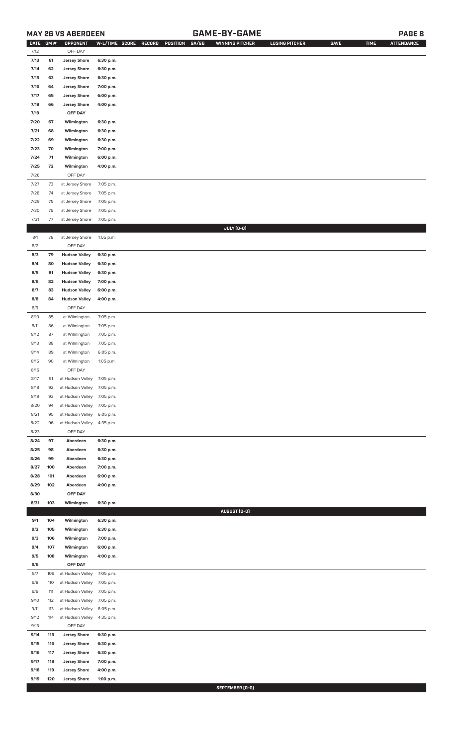## MAY 26 VS ABERDEEN

## GAME-BY-GAME

| DATE | GM # | OPPONENT | W-L/TIME | SCORE | RECORD | POSITION | GA/GB | WINNING PITCHER | LOSING PITCHER | SAVE | TIME | ATTENDANCE |
|---|---|---|---|---|---|---|---|---|---|---|---|---|
| 7/12 | | OFF DAY | | | | | | | | | | |
| 7/13 | 61 | Jersey Shore | 6:30 p.m. | | | | | | | | | |
| 7/14 | 62 | Jersey Shore | 6:30 p.m. | | | | | | | | | |
| 7/15 | 63 | Jersey Shore | 6:30 p.m. | | | | | | | | | |
| 7/16 | 64 | Jersey Shore | 7:00 p.m. | | | | | | | | | |
| 7/17 | 65 | Jersey Shore | 6:00 p.m. | | | | | | | | | |
| 7/18 | 66 | Jersey Shore | 4:00 p.m. | | | | | | | | | |
| 7/19 | | OFF DAY | | | | | | | | | | |
| 7/20 | 67 | Wilmington | 6:30 p.m. | | | | | | | | | |
| 7/21 | 68 | Wilmington | 6:30 p.m. | | | | | | | | | |
| 7/22 | 69 | Wilmington | 6:30 p.m. | | | | | | | | | |
| 7/23 | 70 | Wilmington | 7:00 p.m. | | | | | | | | | |
| 7/24 | 71 | Wilmington | 6:00 p.m. | | | | | | | | | |
| 7/25 | 72 | Wilmington | 4:00 p.m. | | | | | | | | | |
| 7/26 | | OFF DAY | | | | | | | | | | |
| 7/27 | 73 | at Jersey Shore | 7:05 p.m. | | | | | | | | | |
| 7/28 | 74 | at Jersey Shore | 7:05 p.m. | | | | | | | | | |
| 7/29 | 75 | at Jersey Shore | 7:05 p.m. | | | | | | | | | |
| 7/30 | 76 | at Jersey Shore | 7:05 p.m. | | | | | | | | | |
| 7/31 | 77 | at Jersey Shore | 7:05 p.m. | | | | | | | | | |
| | | | | | | | | JULY (0-0) | | | | |
| 8/1 | 78 | at Jersey Shore | 1:05 p.m. | | | | | | | | | |
| 8/2 | | OFF DAY | | | | | | | | | | |
| 8/3 | 79 | Hudson Valley | 6:30 p.m. | | | | | | | | | |
| 8/4 | 80 | Hudson Valley | 6:30 p.m. | | | | | | | | | |
| 8/5 | 81 | Hudson Valley | 6:30 p.m. | | | | | | | | | |
| 8/6 | 82 | Hudson Valley | 7:00 p.m. | | | | | | | | | |
| 8/7 | 83 | Hudson Valley | 6:00 p.m. | | | | | | | | | |
| 8/8 | 84 | Hudson Valley | 4:00 p.m. | | | | | | | | | |
| 8/9 | | OFF DAY | | | | | | | | | | |
| 8/10 | 85 | at Wilmington | 7:05 p.m. | | | | | | | | | |
| 8/11 | 86 | at Wilmington | 7:05 p.m. | | | | | | | | | |
| 8/12 | 87 | at Wilmington | 7:05 p.m. | | | | | | | | | |
| 8/13 | 88 | at Wilmington | 7:05 p.m. | | | | | | | | | |
| 8/14 | 89 | at Wilmington | 6:05 p.m. | | | | | | | | | |
| 8/15 | 90 | at Wilmington | 1:05 p.m. | | | | | | | | | |
| 8/16 | | OFF DAY | | | | | | | | | | |
| 8/17 | 91 | at Hudson Valley | 7:05 p.m. | | | | | | | | | |
| 8/18 | 92 | at Hudson Valley | 7:05 p.m. | | | | | | | | | |
| 8/19 | 93 | at Hudson Valley | 7:05 p.m. | | | | | | | | | |
| 8/20 | 94 | at Hudson Valley | 7:05 p.m. | | | | | | | | | |
| 8/21 | 95 | at Hudson Valley | 6:05 p.m. | | | | | | | | | |
| 8/22 | 96 | at Hudson Valley | 4:35 p.m. | | | | | | | | | |
| 8/23 | | OFF DAY | | | | | | | | | | |
| 8/24 | 97 | Aberdeen | 6:30 p.m. | | | | | | | | | |
| 8/25 | 98 | Aberdeen | 6:30 p.m. | | | | | | | | | |
| 8/26 | 99 | Aberdeen | 6:30 p.m. | | | | | | | | | |
| 8/27 | 100 | Aberdeen | 7:00 p.m. | | | | | | | | | |
| 8/28 | 101 | Aberdeen | 6:00 p.m. | | | | | | | | | |
| 8/29 | 102 | Aberdeen | 4:00 p.m. | | | | | | | | | |
| 8/30 | | OFF DAY | | | | | | | | | | |
| 8/31 | 103 | Wilmington | 6:30 p.m. | | | | | | | | | |
| | | | | | | | | AUGUST (0-0) | | | | |
| 9/1 | 104 | Wilmington | 6:30 p.m. | | | | | | | | | |
| 9/2 | 105 | Wilmington | 6:30 p.m. | | | | | | | | | |
| 9/3 | 106 | Wilmington | 7:00 p.m. | | | | | | | | | |
| 9/4 | 107 | Wilmington | 6:00 p.m. | | | | | | | | | |
| 9/5 | 108 | Wilmington | 4:00 p.m. | | | | | | | | | |
| 9/6 | | OFF DAY | | | | | | | | | | |
| 9/7 | 109 | at Hudson Valley | 7:05 p.m. | | | | | | | | | |
| 9/8 | 110 | at Hudson Valley | 7:05 p.m. | | | | | | | | | |
| 9/9 | 111 | at Hudson Valley | 7:05 p.m. | | | | | | | | | |
| 9/10 | 112 | at Hudson Valley | 7:05 p.m. | | | | | | | | | |
| 9/11 | 113 | at Hudson Valley | 6:05 p.m. | | | | | | | | | |
| 9/12 | 114 | at Hudson Valley | 4:35 p.m. | | | | | | | | | |
| 9/13 | | OFF DAY | | | | | | | | | | |
| 9/14 | 115 | Jersey Shore | 6:30 p.m. | | | | | | | | | |
| 9/15 | 116 | Jersey Shore | 6:30 p.m. | | | | | | | | | |
| 9/16 | 117 | Jersey Shore | 6:30 p.m. | | | | | | | | | |
| 9/17 | 118 | Jersey Shore | 7:00 p.m. | | | | | | | | | |
| 9/18 | 119 | Jersey Shore | 4:00 p.m. | | | | | | | | | |
| 9/19 | 120 | Jersey Shore | 1:00 p.m. | | | | | | | | | |
| | | | | | | | | SEPTEMBER (0-0) | | | | |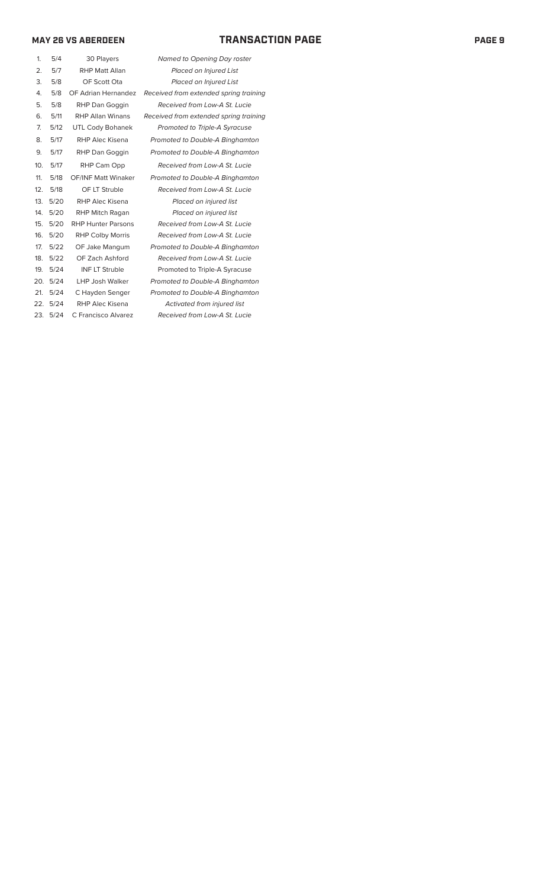# TRANSACTION PAGE

| | | | |
|---|---|---|---|
| 1. | 5/4 | 30 Players | *Named to Opening Day roster* |
| 2. | 5/7 | RHP Matt Allan | *Placed on Injured List* |
| 3. | 5/8 | OF Scott Ota | *Placed on Injured List* |
| 4. | 5/8 | OF Adrian Hernandez | *Received from extended spring training* |
| 5. | 5/8 | RHP Dan Goggin | *Received from Low-A St. Lucie* |
| 6. | 5/11 | RHP Allan Winans | *Received from extended spring training* |
| 7. | 5/12 | UTL Cody Bohanek | *Promoted to Triple-A Syracuse* |
| 8. | 5/17 | RHP Alec Kisena | *Promoted to Double-A Binghamton* |
| 9. | 5/17 | RHP Dan Goggin | *Promoted to Double-A Binghamton* |
| 10. | 5/17 | RHP Cam Opp | *Received from Low-A St. Lucie* |
| 11. | 5/18 | OF/INF Matt Winaker | *Promoted to Double-A Binghamton* |
| 12. | 5/18 | OF LT Struble | *Received from Low-A St. Lucie* |
| 13. | 5/20 | RHP Alec Kisena | *Placed on injured list* |
| 14. | 5/20 | RHP Mitch Ragan | *Placed on injured list* |
| 15. | 5/20 | RHP Hunter Parsons | *Received from Low-A St. Lucie* |
| 16. | 5/20 | RHP Colby Morris | *Received from Low-A St. Lucie* |
| 17. | 5/22 | OF Jake Mangum | *Promoted to Double-A Binghamton* |
| 18. | 5/22 | OF Zach Ashford | *Received from Low-A St. Lucie* |
| 19. | 5/24 | INF LT Struble | Promoted to Triple-A Syracuse |
| 20. | 5/24 | LHP Josh Walker | *Promoted to Double-A Binghamton* |
| 21. | 5/24 | C Hayden Senger | *Promoted to Double-A Binghamton* |
| 22. | 5/24 | RHP Alec Kisena | *Activated from injured list* |
| 23. | 5/24 | C Francisco Alvarez | *Received from Low-A St. Lucie* |